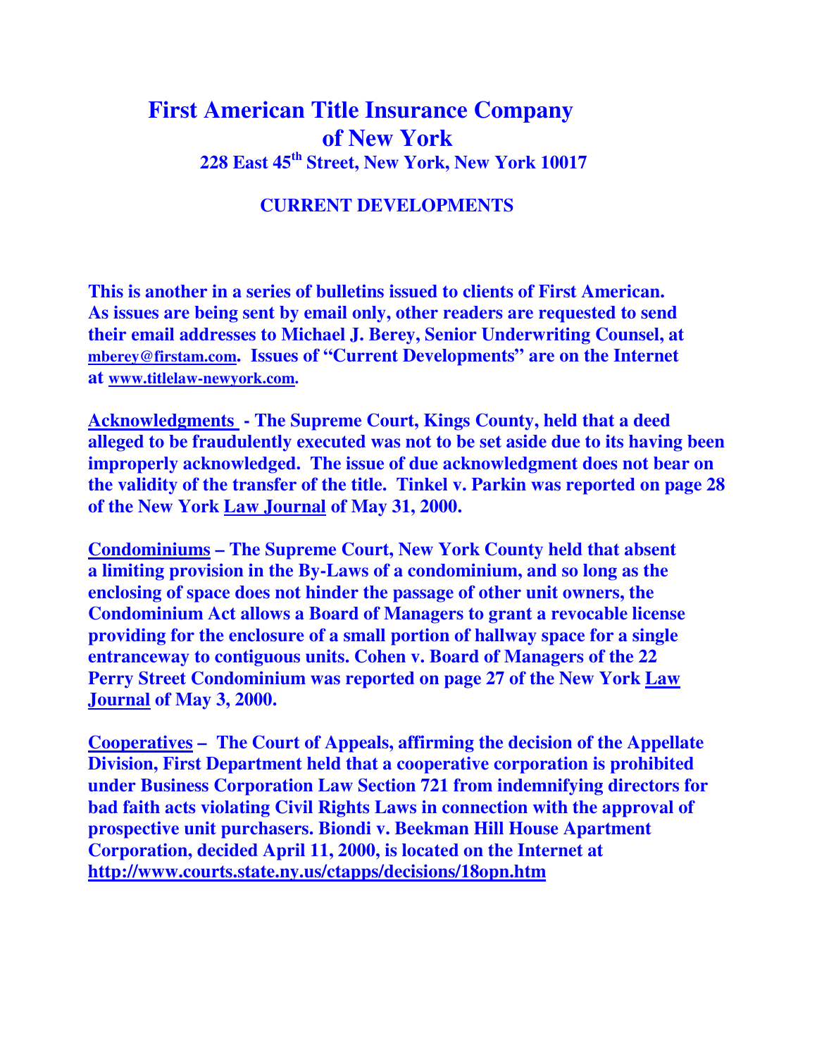# First American Title Insurance Company of New York

**228 East 45th Street, New York, New York 10017**

## CURRENT DEVELOPMENTS

**This is another in a series of bulletins issued to clients of First American. As issues are being sent by email only, other readers are requested to send their email addresses to Michael J. Berey, Senior Underwriting Counsel, at mberey@firstam.com. Issues of "Current Developments" are on the Internet at www.titlelaw-newyork.com.**

**Acknowledgments - The Supreme Court, Kings County, held that a deed alleged to be fraudulently executed was not to be set aside due to its having been improperly acknowledged. The issue of due acknowledgment does not bear on the validity of the transfer of the title. Tinkel v. Parkin was reported on page 28 of the New York Law Journal of May 31, 2000.**

**Condominiums – The Supreme Court, New York County held that absent a limiting provision in the By-Laws of a condominium, and so long as the enclosing of space does not hinder the passage of other unit owners, the Condominium Act allows a Board of Managers to grant a revocable license providing for the enclosure of a small portion of hallway space for a single entranceway to contiguous units. Cohen v. Board of Managers of the 22 Perry Street Condominium was reported on page 27 of the New York Law Journal of May 3, 2000.**

**Cooperatives – The Court of Appeals, affirming the decision of the Appellate Division, First Department held that a cooperative corporation is prohibited under Business Corporation Law Section 721 from indemnifying directors for bad faith acts violating Civil Rights Laws in connection with the approval of prospective unit purchasers. Biondi v. Beekman Hill House Apartment Corporation, decided April 11, 2000, is located on the Internet at http://www.courts.state.ny.us/ctapps/decisions/18opn.htm**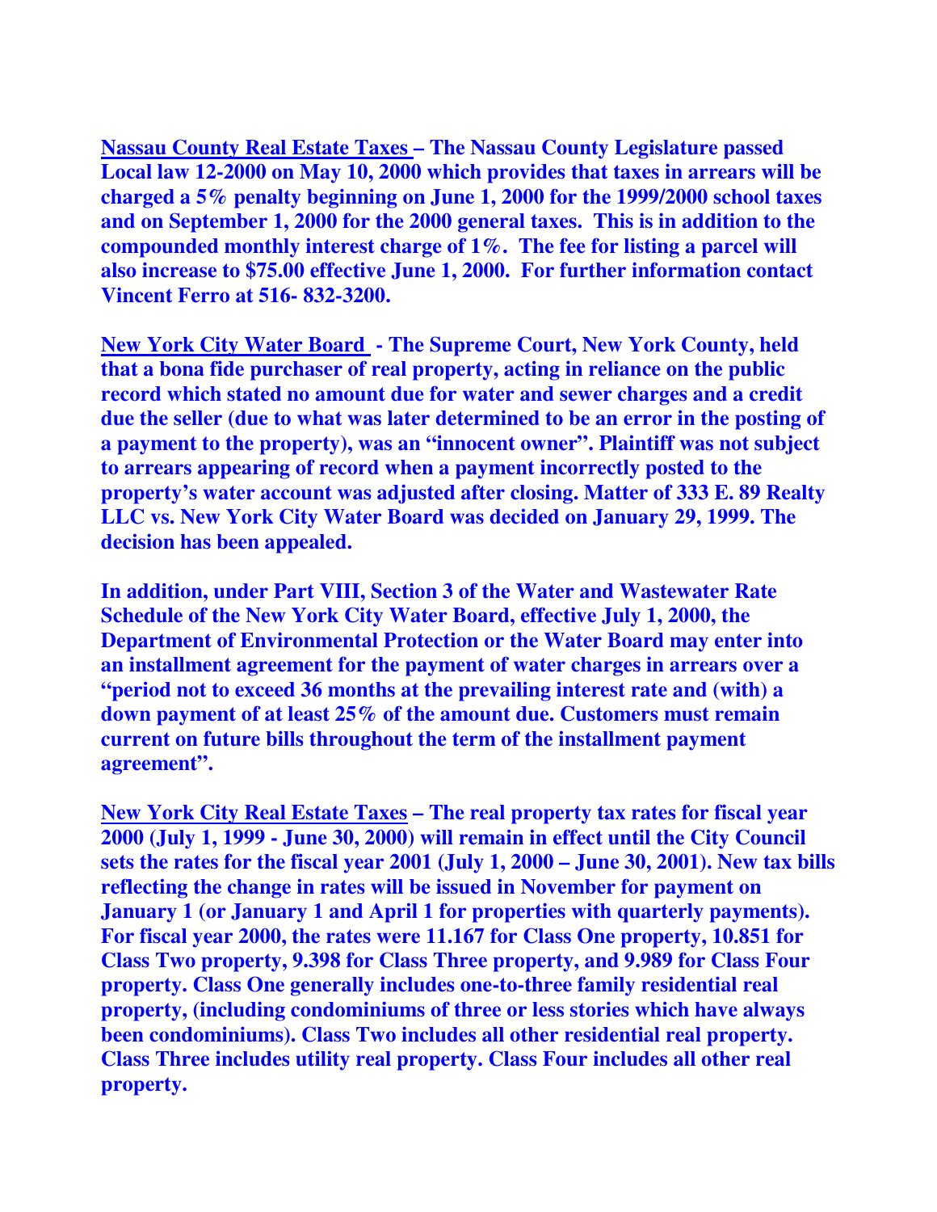**<u>Nassau County Real Estate Taxes</u> – The Nassau County Legislature passed Local law 12-2000 on May 10, 2000 which provides that taxes in arrears will be charged a 5% penalty beginning on June 1, 2000 for the 1999/2000 school taxes and on September 1, 2000 for the 2000 general taxes. This is in addition to the compounded monthly interest charge of 1%. The fee for listing a parcel will also increase to $75.00 effective June 1, 2000. For further information contact Vincent Ferro at 516- 832-3200.**

**<u>New York City Water Board</u> - The Supreme Court, New York County, held that a bona fide purchaser of real property, acting in reliance on the public record which stated no amount due for water and sewer charges and a credit due the seller (due to what was later determined to be an error in the posting of a payment to the property), was an "innocent owner". Plaintiff was not subject to arrears appearing of record when a payment incorrectly posted to the property's water account was adjusted after closing. Matter of 333 E. 89 Realty LLC vs. New York City Water Board was decided on January 29, 1999. The decision has been appealed.**

**In addition, under Part VIII, Section 3 of the Water and Wastewater Rate Schedule of the New York City Water Board, effective July 1, 2000, the Department of Environmental Protection or the Water Board may enter into an installment agreement for the payment of water charges in arrears over a "period not to exceed 36 months at the prevailing interest rate and (with) a down payment of at least 25% of the amount due. Customers must remain current on future bills throughout the term of the installment payment agreement".**

**<u>New York City Real Estate Taxes</u> – The real property tax rates for fiscal year 2000 (July 1, 1999 - June 30, 2000) will remain in effect until the City Council sets the rates for the fiscal year 2001 (July 1, 2000 – June 30, 2001). New tax bills reflecting the change in rates will be issued in November for payment on January 1 (or January 1 and April 1 for properties with quarterly payments). For fiscal year 2000, the rates were 11.167 for Class One property, 10.851 for Class Two property, 9.398 for Class Three property, and 9.989 for Class Four property. Class One generally includes one-to-three family residential real property, (including condominiums of three or less stories which have always been condominiums). Class Two includes all other residential real property. Class Three includes utility real property. Class Four includes all other real property.**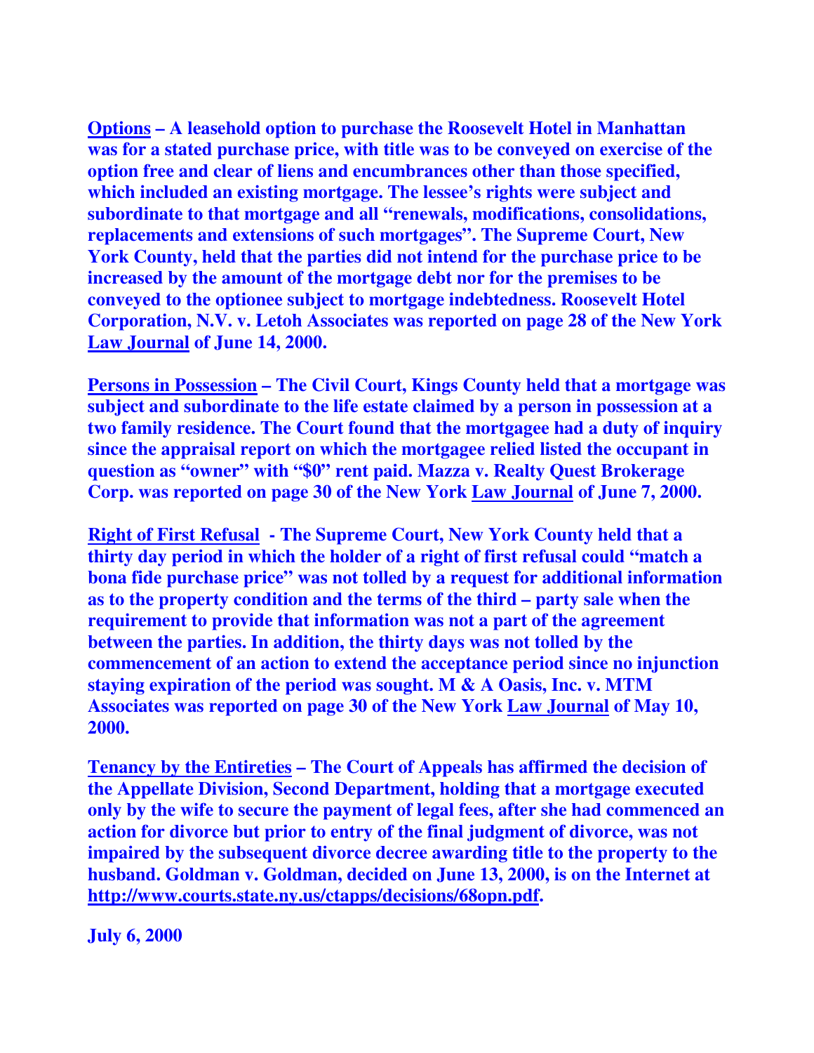**Options – A leasehold option to purchase the Roosevelt Hotel in Manhattan was for a stated purchase price, with title was to be conveyed on exercise of the option free and clear of liens and encumbrances other than those specified, which included an existing mortgage. The lessee's rights were subject and subordinate to that mortgage and all "renewals, modifications, consolidations, replacements and extensions of such mortgages". The Supreme Court, New York County, held that the parties did not intend for the purchase price to be increased by the amount of the mortgage debt nor for the premises to be conveyed to the optionee subject to mortgage indebtedness. Roosevelt Hotel Corporation, N.V. v. Letoh Associates was reported on page 28 of the New York Law Journal of June 14, 2000.**

**Persons in Possession – The Civil Court, Kings County held that a mortgage was subject and subordinate to the life estate claimed by a person in possession at a two family residence. The Court found that the mortgagee had a duty of inquiry since the appraisal report on which the mortgagee relied listed the occupant in question as "owner" with "$0" rent paid. Mazza v. Realty Quest Brokerage Corp. was reported on page 30 of the New York Law Journal of June 7, 2000.**

**Right of First Refusal - The Supreme Court, New York County held that a thirty day period in which the holder of a right of first refusal could "match a bona fide purchase price" was not tolled by a request for additional information as to the property condition and the terms of the third – party sale when the requirement to provide that information was not a part of the agreement between the parties. In addition, the thirty days was not tolled by the commencement of an action to extend the acceptance period since no injunction staying expiration of the period was sought. M & A Oasis, Inc. v. MTM Associates was reported on page 30 of the New York Law Journal of May 10, 2000.**

**Tenancy by the Entireties – The Court of Appeals has affirmed the decision of the Appellate Division, Second Department, holding that a mortgage executed only by the wife to secure the payment of legal fees, after she had commenced an action for divorce but prior to entry of the final judgment of divorce, was not impaired by the subsequent divorce decree awarding title to the property to the husband. Goldman v. Goldman, decided on June 13, 2000, is on the Internet at http://www.courts.state.ny.us/ctapps/decisions/68opn.pdf.**

**July 6, 2000**